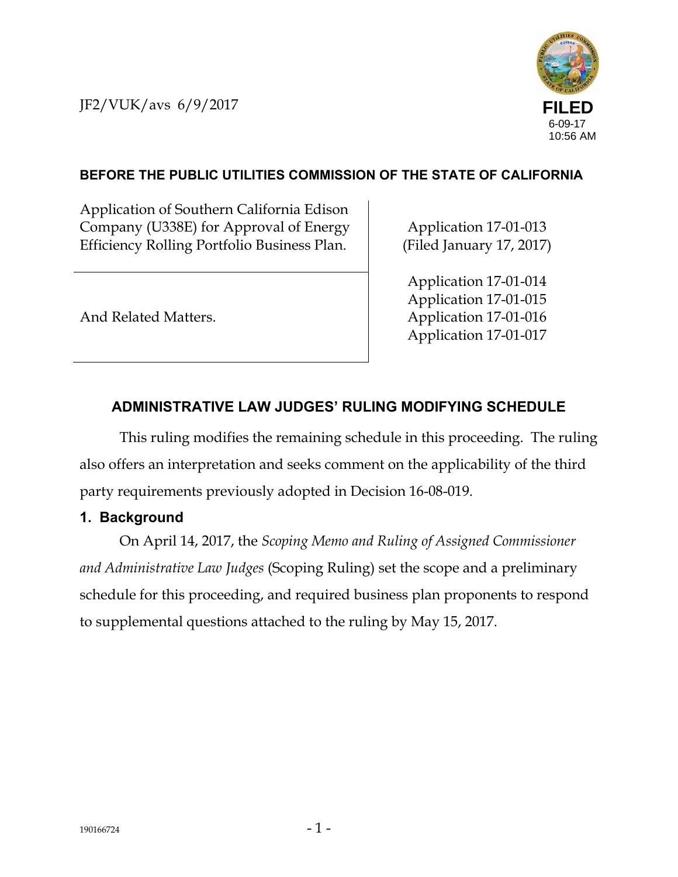JF2/VUK/avs 6/9/2017

**FILED**
6-09-17
10:56 AM

**BEFORE THE PUBLIC UTILITIES COMMISSION OF THE STATE OF CALIFORNIA**

| | |
|---|---|
| Application of Southern California Edison Company (U338E) for Approval of Energy Efficiency Rolling Portfolio Business Plan. | Application 17-01-013 (Filed January 17, 2017) |
| And Related Matters. | Application 17-01-014<br>Application 17-01-015<br>Application 17-01-016<br>Application 17-01-017 |

## ADMINISTRATIVE LAW JUDGES' RULING MODIFYING SCHEDULE

This ruling modifies the remaining schedule in this proceeding. The ruling also offers an interpretation and seeks comment on the applicability of the third party requirements previously adopted in Decision 16-08-019.

### 1. Background

On April 14, 2017, the *Scoping Memo and Ruling of Assigned Commissioner and Administrative Law Judges* (Scoping Ruling) set the scope and a preliminary schedule for this proceeding, and required business plan proponents to respond to supplemental questions attached to the ruling by May 15, 2017.

190166724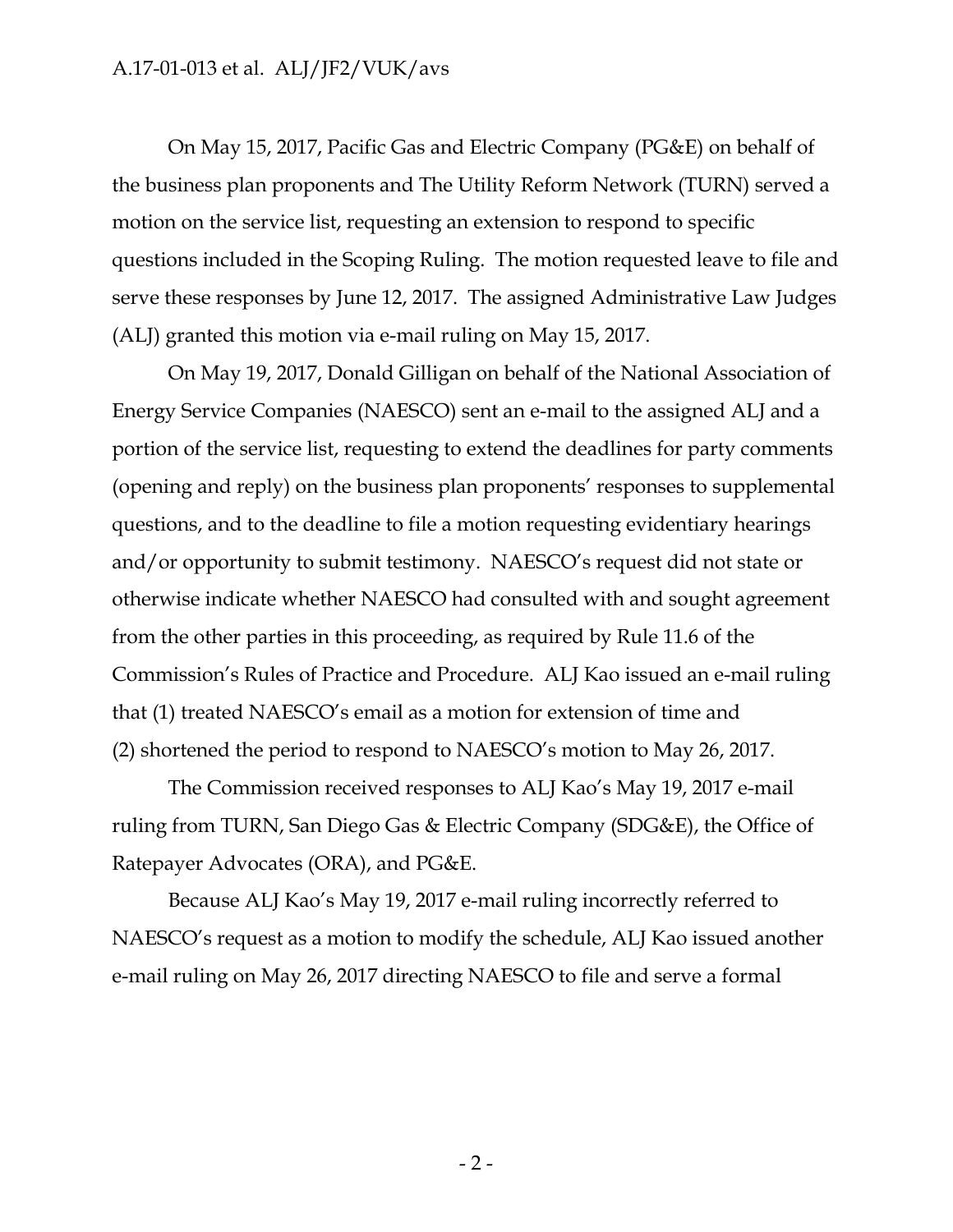On May 15, 2017, Pacific Gas and Electric Company (PG&E) on behalf of the business plan proponents and The Utility Reform Network (TURN) served a motion on the service list, requesting an extension to respond to specific questions included in the Scoping Ruling. The motion requested leave to file and serve these responses by June 12, 2017. The assigned Administrative Law Judges (ALJ) granted this motion via e-mail ruling on May 15, 2017.

On May 19, 2017, Donald Gilligan on behalf of the National Association of Energy Service Companies (NAESCO) sent an e-mail to the assigned ALJ and a portion of the service list, requesting to extend the deadlines for party comments (opening and reply) on the business plan proponents' responses to supplemental questions, and to the deadline to file a motion requesting evidentiary hearings and/or opportunity to submit testimony. NAESCO's request did not state or otherwise indicate whether NAESCO had consulted with and sought agreement from the other parties in this proceeding, as required by Rule 11.6 of the Commission's Rules of Practice and Procedure. ALJ Kao issued an e-mail ruling that (1) treated NAESCO's email as a motion for extension of time and (2) shortened the period to respond to NAESCO's motion to May 26, 2017.

The Commission received responses to ALJ Kao's May 19, 2017 e-mail ruling from TURN, San Diego Gas & Electric Company (SDG&E), the Office of Ratepayer Advocates (ORA), and PG&E.

Because ALJ Kao's May 19, 2017 e-mail ruling incorrectly referred to NAESCO's request as a motion to modify the schedule, ALJ Kao issued another e-mail ruling on May 26, 2017 directing NAESCO to file and serve a formal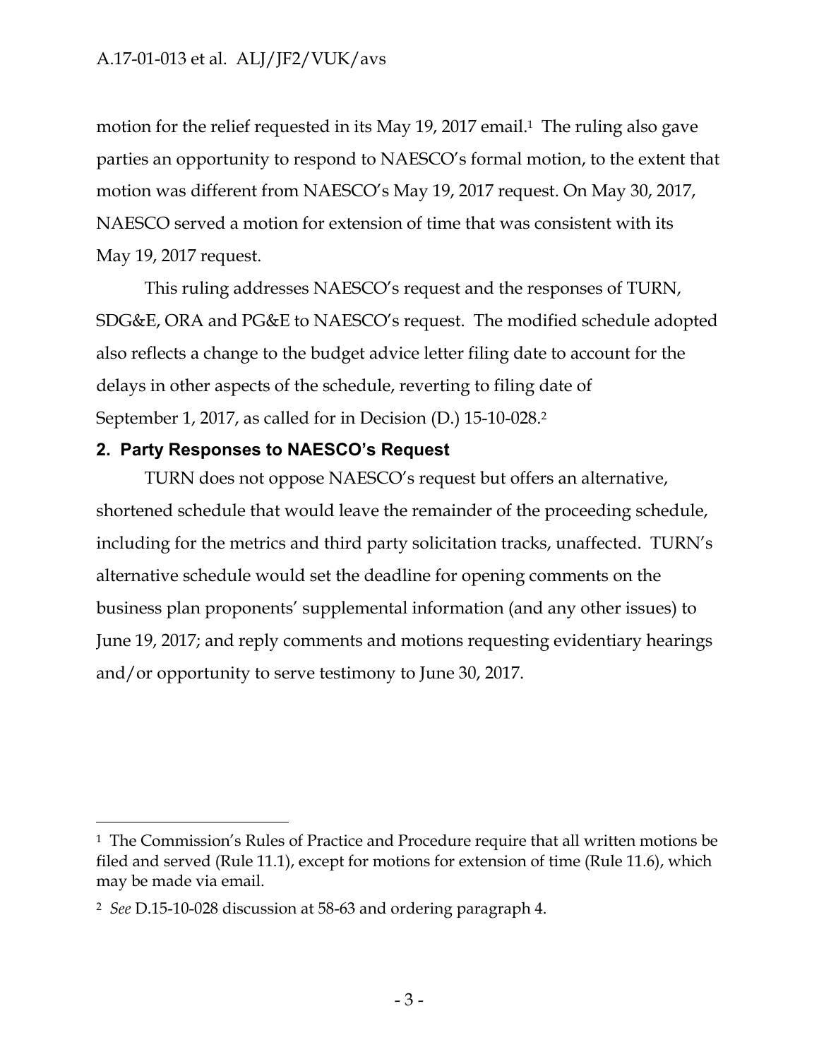motion for the relief requested in its May 19, 2017 email.[1] The ruling also gave parties an opportunity to respond to NAESCO's formal motion, to the extent that motion was different from NAESCO's May 19, 2017 request. On May 30, 2017, NAESCO served a motion for extension of time that was consistent with its May 19, 2017 request.

This ruling addresses NAESCO's request and the responses of TURN, SDG&E, ORA and PG&E to NAESCO's request. The modified schedule adopted also reflects a change to the budget advice letter filing date to account for the delays in other aspects of the schedule, reverting to filing date of September 1, 2017, as called for in Decision (D.) 15-10-028.[2]

## 2. Party Responses to NAESCO's Request

TURN does not oppose NAESCO's request but offers an alternative, shortened schedule that would leave the remainder of the proceeding schedule, including for the metrics and third party solicitation tracks, unaffected. TURN's alternative schedule would set the deadline for opening comments on the business plan proponents' supplemental information (and any other issues) to June 19, 2017; and reply comments and motions requesting evidentiary hearings and/or opportunity to serve testimony to June 30, 2017.

---

[1] The Commission's Rules of Practice and Procedure require that all written motions be filed and served (Rule 11.1), except for motions for extension of time (Rule 11.6), which may be made via email.

[2] *See* D.15-10-028 discussion at 58-63 and ordering paragraph 4.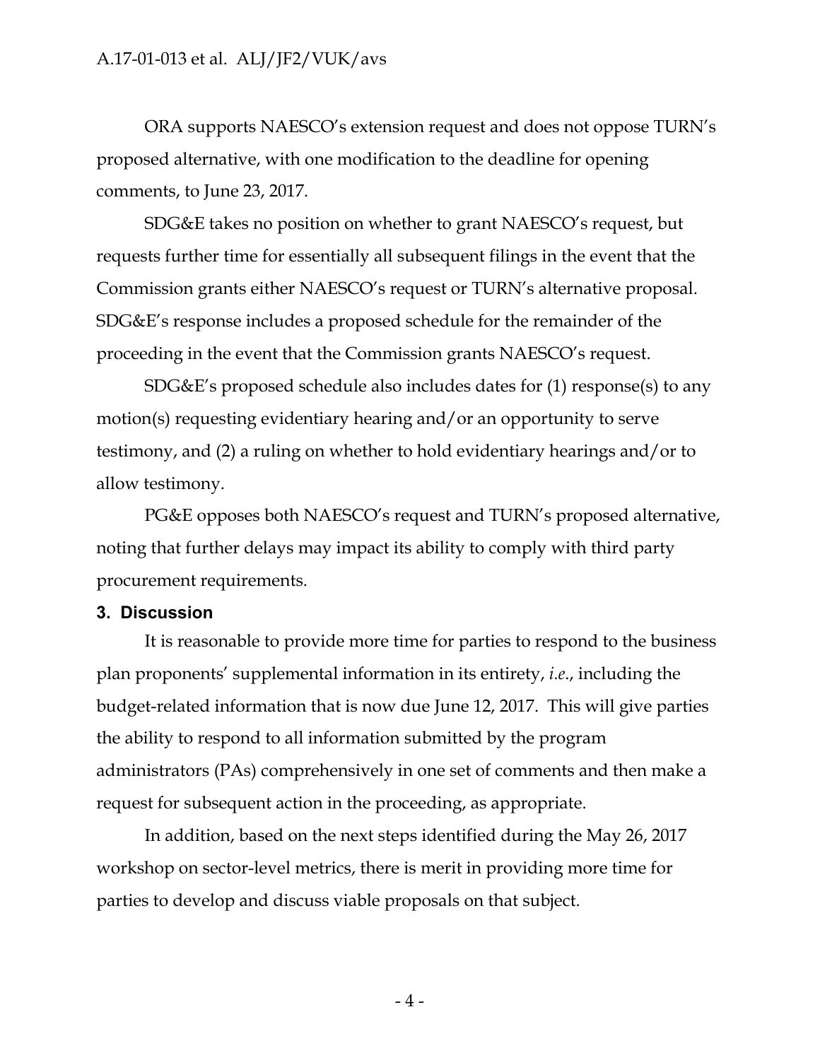ORA supports NAESCO's extension request and does not oppose TURN's proposed alternative, with one modification to the deadline for opening comments, to June 23, 2017.

SDG&E takes no position on whether to grant NAESCO's request, but requests further time for essentially all subsequent filings in the event that the Commission grants either NAESCO's request or TURN's alternative proposal. SDG&E's response includes a proposed schedule for the remainder of the proceeding in the event that the Commission grants NAESCO's request.

SDG&E's proposed schedule also includes dates for (1) response(s) to any motion(s) requesting evidentiary hearing and/or an opportunity to serve testimony, and (2) a ruling on whether to hold evidentiary hearings and/or to allow testimony.

PG&E opposes both NAESCO's request and TURN's proposed alternative, noting that further delays may impact its ability to comply with third party procurement requirements.

### 3. Discussion

It is reasonable to provide more time for parties to respond to the business plan proponents' supplemental information in its entirety, *i.e.*, including the budget-related information that is now due June 12, 2017. This will give parties the ability to respond to all information submitted by the program administrators (PAs) comprehensively in one set of comments and then make a request for subsequent action in the proceeding, as appropriate.

In addition, based on the next steps identified during the May 26, 2017 workshop on sector-level metrics, there is merit in providing more time for parties to develop and discuss viable proposals on that subject.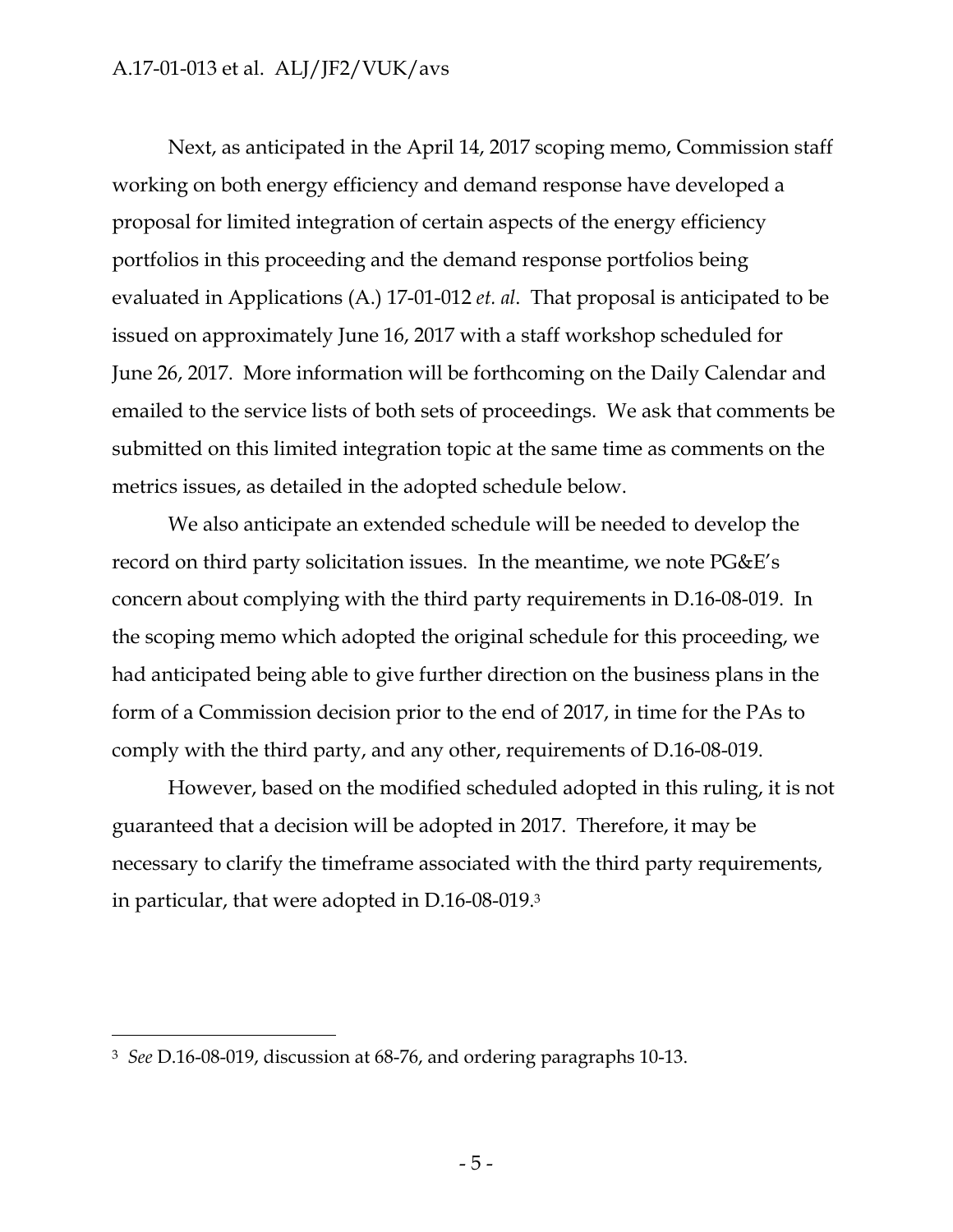Next, as anticipated in the April 14, 2017 scoping memo, Commission staff working on both energy efficiency and demand response have developed a proposal for limited integration of certain aspects of the energy efficiency portfolios in this proceeding and the demand response portfolios being evaluated in Applications (A.) 17-01-012 *et. al*. That proposal is anticipated to be issued on approximately June 16, 2017 with a staff workshop scheduled for June 26, 2017. More information will be forthcoming on the Daily Calendar and emailed to the service lists of both sets of proceedings. We ask that comments be submitted on this limited integration topic at the same time as comments on the metrics issues, as detailed in the adopted schedule below.

We also anticipate an extended schedule will be needed to develop the record on third party solicitation issues. In the meantime, we note PG&E's concern about complying with the third party requirements in D.16-08-019. In the scoping memo which adopted the original schedule for this proceeding, we had anticipated being able to give further direction on the business plans in the form of a Commission decision prior to the end of 2017, in time for the PAs to comply with the third party, and any other, requirements of D.16-08-019.

However, based on the modified scheduled adopted in this ruling, it is not guaranteed that a decision will be adopted in 2017. Therefore, it may be necessary to clarify the timeframe associated with the third party requirements, in particular, that were adopted in D.16-08-019.[3]

---

[3] *See* D.16-08-019, discussion at 68-76, and ordering paragraphs 10-13.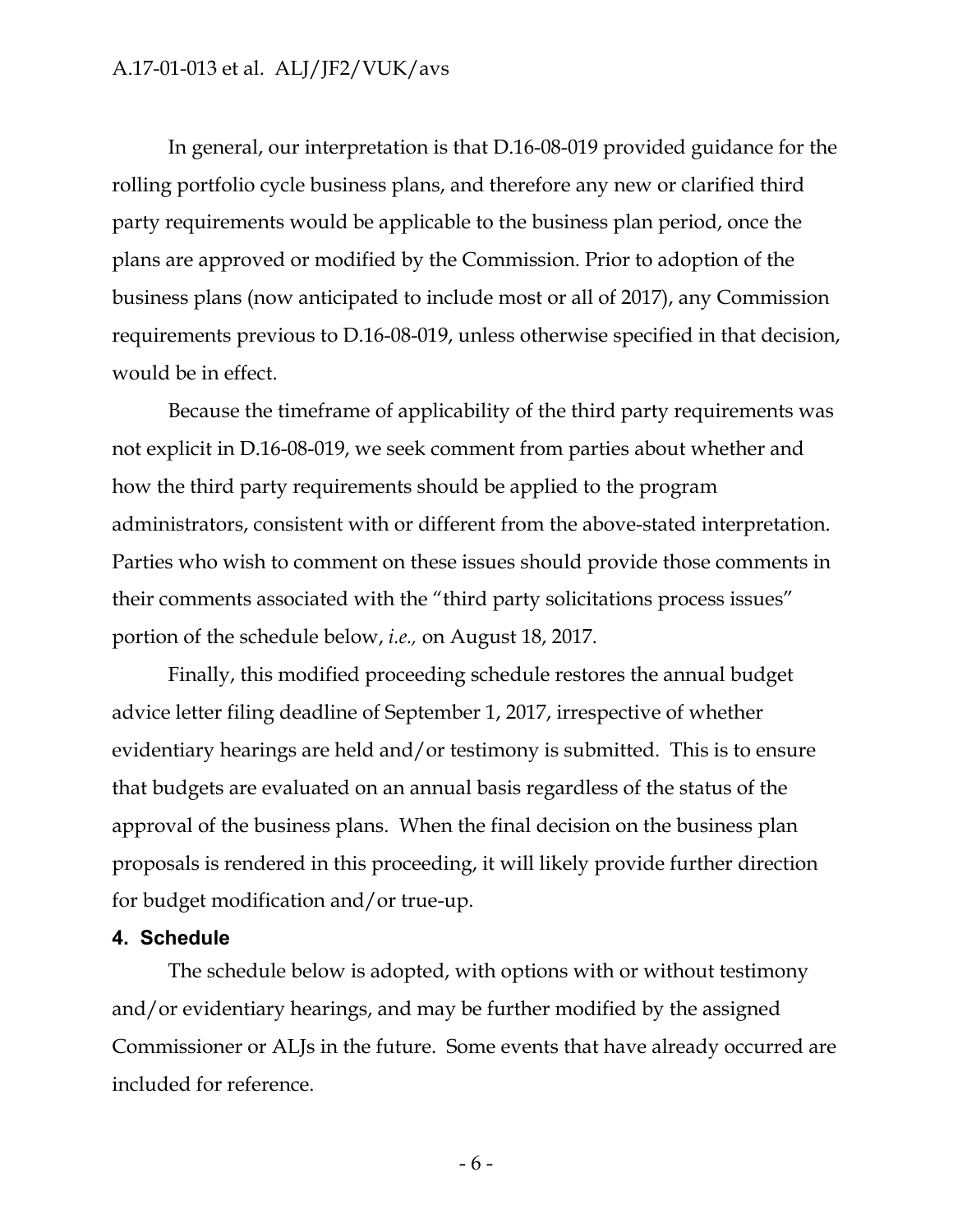In general, our interpretation is that D.16-08-019 provided guidance for the rolling portfolio cycle business plans, and therefore any new or clarified third party requirements would be applicable to the business plan period, once the plans are approved or modified by the Commission. Prior to adoption of the business plans (now anticipated to include most or all of 2017), any Commission requirements previous to D.16-08-019, unless otherwise specified in that decision, would be in effect.

Because the timeframe of applicability of the third party requirements was not explicit in D.16-08-019, we seek comment from parties about whether and how the third party requirements should be applied to the program administrators, consistent with or different from the above-stated interpretation. Parties who wish to comment on these issues should provide those comments in their comments associated with the "third party solicitations process issues" portion of the schedule below, *i.e.,* on August 18, 2017.

Finally, this modified proceeding schedule restores the annual budget advice letter filing deadline of September 1, 2017, irrespective of whether evidentiary hearings are held and/or testimony is submitted. This is to ensure that budgets are evaluated on an annual basis regardless of the status of the approval of the business plans. When the final decision on the business plan proposals is rendered in this proceeding, it will likely provide further direction for budget modification and/or true-up.

## 4. Schedule

The schedule below is adopted, with options with or without testimony and/or evidentiary hearings, and may be further modified by the assigned Commissioner or ALJs in the future. Some events that have already occurred are included for reference.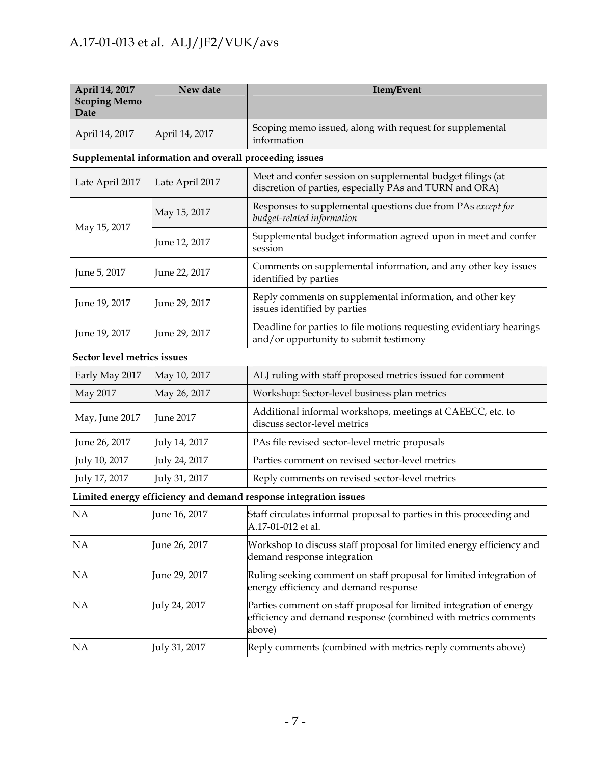| April 14, 2017 Scoping Memo Date | New date | Item/Event |
|---|---|---|
| April 14, 2017 | April 14, 2017 | Scoping memo issued, along with request for supplemental information |
| **Supplemental information and overall proceeding issues** | | |
| Late April 2017 | Late April 2017 | Meet and confer session on supplemental budget filings (at discretion of parties, especially PAs and TURN and ORA) |
| May 15, 2017 | May 15, 2017 | Responses to supplemental questions due from PAs *except for budget-related information* |
| | June 12, 2017 | Supplemental budget information agreed upon in meet and confer session |
| June 5, 2017 | June 22, 2017 | Comments on supplemental information, and any other key issues identified by parties |
| June 19, 2017 | June 29, 2017 | Reply comments on supplemental information, and other key issues identified by parties |
| June 19, 2017 | June 29, 2017 | Deadline for parties to file motions requesting evidentiary hearings and/or opportunity to submit testimony |
| **Sector level metrics issues** | | |
| Early May 2017 | May 10, 2017 | ALJ ruling with staff proposed metrics issued for comment |
| May 2017 | May 26, 2017 | Workshop: Sector-level business plan metrics |
| May, June 2017 | June 2017 | Additional informal workshops, meetings at CAEECC, etc. to discuss sector-level metrics |
| June 26, 2017 | July 14, 2017 | PAs file revised sector-level metric proposals |
| July 10, 2017 | July 24, 2017 | Parties comment on revised sector-level metrics |
| July 17, 2017 | July 31, 2017 | Reply comments on revised sector-level metrics |
| **Limited energy efficiency and demand response integration issues** | | |
| NA | June 16, 2017 | Staff circulates informal proposal to parties in this proceeding and A.17-01-012 et al. |
| NA | June 26, 2017 | Workshop to discuss staff proposal for limited energy efficiency and demand response integration |
| NA | June 29, 2017 | Ruling seeking comment on staff proposal for limited integration of energy efficiency and demand response |
| NA | July 24, 2017 | Parties comment on staff proposal for limited integration of energy efficiency and demand response (combined with metrics comments above) |
| NA | July 31, 2017 | Reply comments (combined with metrics reply comments above) |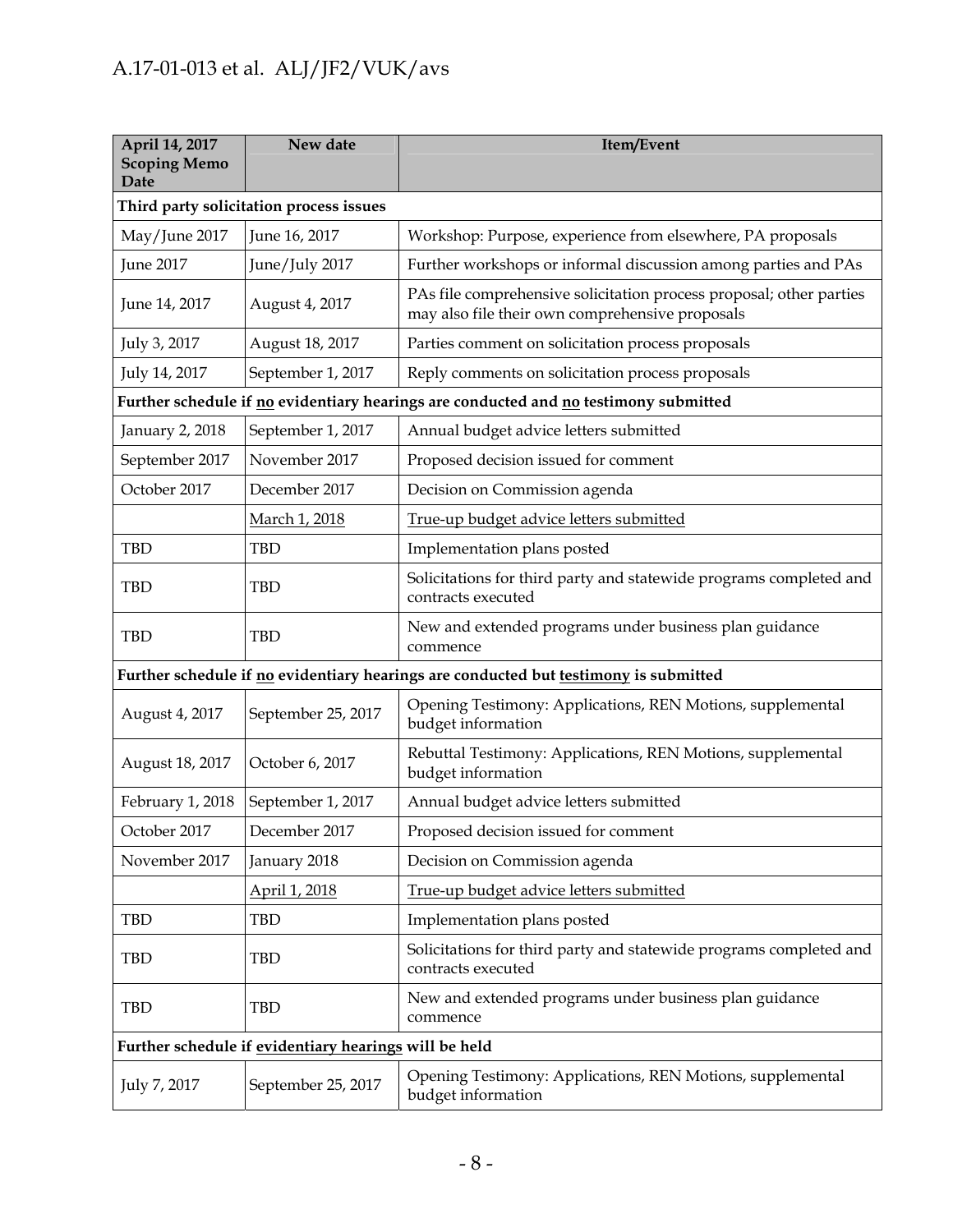| April 14, 2017 Scoping Memo Date | New date | Item/Event |
|---|---|---|
| **Third party solicitation process issues** | | |
| May/June 2017 | June 16, 2017 | Workshop: Purpose, experience from elsewhere, PA proposals |
| June 2017 | June/July 2017 | Further workshops or informal discussion among parties and PAs |
| June 14, 2017 | August 4, 2017 | PAs file comprehensive solicitation process proposal; other parties may also file their own comprehensive proposals |
| July 3, 2017 | August 18, 2017 | Parties comment on solicitation process proposals |
| July 14, 2017 | September 1, 2017 | Reply comments on solicitation process proposals |
| **Further schedule if <u>no</u> evidentiary hearings are conducted and <u>no</u> testimony submitted** | | |
| January 2, 2018 | September 1, 2017 | Annual budget advice letters submitted |
| September 2017 | November 2017 | Proposed decision issued for comment |
| October 2017 | December 2017 | Decision on Commission agenda |
| | <u>March 1, 2018</u> | <u>True-up budget advice letters submitted</u> |
| TBD | TBD | Implementation plans posted |
| TBD | TBD | Solicitations for third party and statewide programs completed and contracts executed |
| TBD | TBD | New and extended programs under business plan guidance commence |
| **Further schedule if <u>no</u> evidentiary hearings are conducted but <u>testimony</u> is submitted** | | |
| August 4, 2017 | September 25, 2017 | Opening Testimony: Applications, REN Motions, supplemental budget information |
| August 18, 2017 | October 6, 2017 | Rebuttal Testimony: Applications, REN Motions, supplemental budget information |
| February 1, 2018 | September 1, 2017 | Annual budget advice letters submitted |
| October 2017 | December 2017 | Proposed decision issued for comment |
| November 2017 | January 2018 | Decision on Commission agenda |
| | <u>April 1, 2018</u> | <u>True-up budget advice letters submitted</u> |
| TBD | TBD | Implementation plans posted |
| TBD | TBD | Solicitations for third party and statewide programs completed and contracts executed |
| TBD | TBD | New and extended programs under business plan guidance commence |
| **Further schedule if <u>evidentiary hearings</u> will be held** | | |
| July 7, 2017 | September 25, 2017 | Opening Testimony: Applications, REN Motions, supplemental budget information |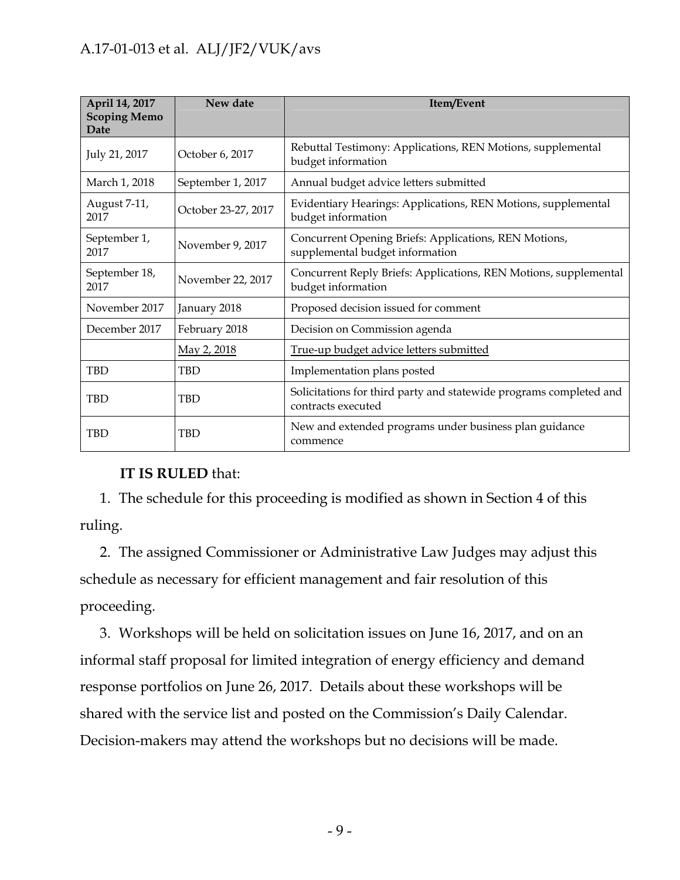| April 14, 2017 Scoping Memo Date | New date | Item/Event |
|---|---|---|
| July 21, 2017 | October 6, 2017 | Rebuttal Testimony: Applications, REN Motions, supplemental budget information |
| March 1, 2018 | September 1, 2017 | Annual budget advice letters submitted |
| August 7-11, 2017 | October 23-27, 2017 | Evidentiary Hearings: Applications, REN Motions, supplemental budget information |
| September 1, 2017 | November 9, 2017 | Concurrent Opening Briefs: Applications, REN Motions, supplemental budget information |
| September 18, 2017 | November 22, 2017 | Concurrent Reply Briefs: Applications, REN Motions, supplemental budget information |
| November 2017 | January 2018 | Proposed decision issued for comment |
| December 2017 | February 2018 | Decision on Commission agenda |
| | May 2, 2018 | True-up budget advice letters submitted |
| TBD | TBD | Implementation plans posted |
| TBD | TBD | Solicitations for third party and statewide programs completed and contracts executed |
| TBD | TBD | New and extended programs under business plan guidance commence |

**IT IS RULED** that:

1. The schedule for this proceeding is modified as shown in Section 4 of this ruling.

2. The assigned Commissioner or Administrative Law Judges may adjust this schedule as necessary for efficient management and fair resolution of this proceeding.

3. Workshops will be held on solicitation issues on June 16, 2017, and on an informal staff proposal for limited integration of energy efficiency and demand response portfolios on June 26, 2017. Details about these workshops will be shared with the service list and posted on the Commission's Daily Calendar. Decision-makers may attend the workshops but no decisions will be made.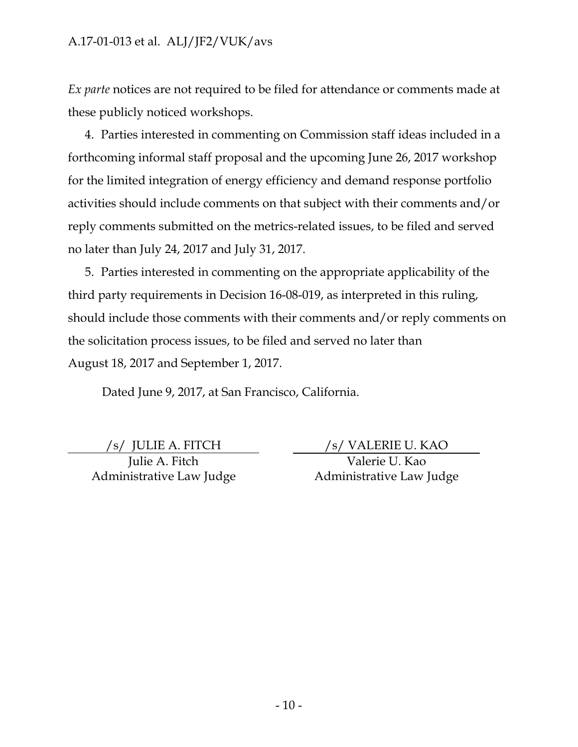*Ex parte* notices are not required to be filed for attendance or comments made at these publicly noticed workshops.

4. Parties interested in commenting on Commission staff ideas included in a forthcoming informal staff proposal and the upcoming June 26, 2017 workshop for the limited integration of energy efficiency and demand response portfolio activities should include comments on that subject with their comments and/or reply comments submitted on the metrics-related issues, to be filed and served no later than July 24, 2017 and July 31, 2017.

5. Parties interested in commenting on the appropriate applicability of the third party requirements in Decision 16-08-019, as interpreted in this ruling, should include those comments with their comments and/or reply comments on the solicitation process issues, to be filed and served no later than August 18, 2017 and September 1, 2017.

Dated June 9, 2017, at San Francisco, California.

| | |
|---|---|
| /s/ JULIE A. FITCH | /s/ VALERIE U. KAO |
| Julie A. Fitch | Valerie U. Kao |
| Administrative Law Judge | Administrative Law Judge |